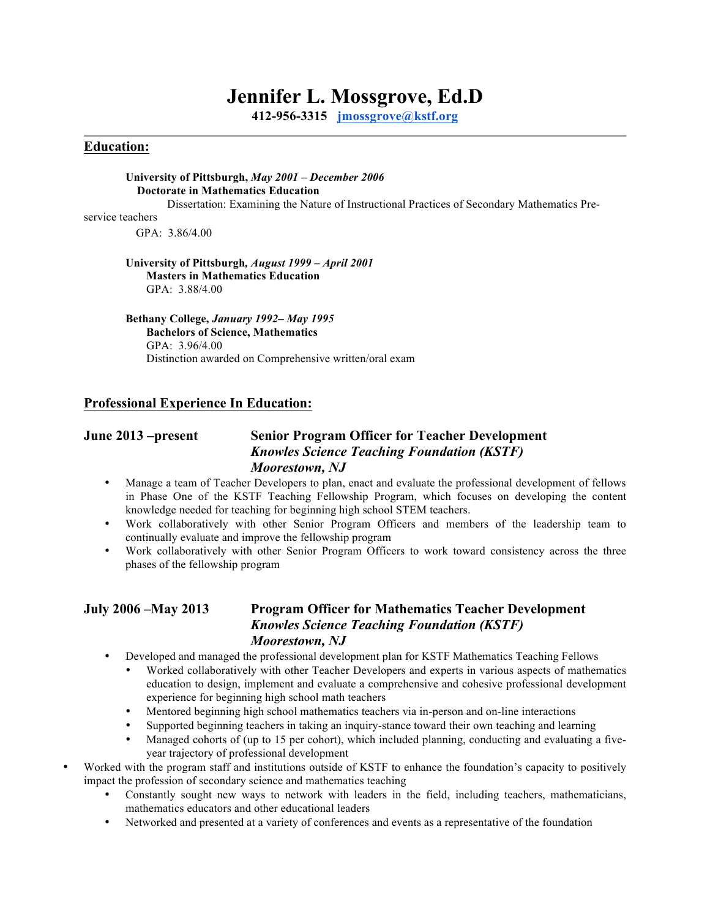# Jennifer L. Mossgrove, Ed.D

**412-956-3315** **jmossgrove@kstf.org**

## Education:

**University of Pittsburgh,** ***May 2001 – December 2006***
**Doctorate in Mathematics Education**
Dissertation: Examining the Nature of Instructional Practices of Secondary Mathematics Pre-service teachers
GPA: 3.86/4.00

**University of Pittsburgh,** ***August 1999 – April 2001***
**Masters in Mathematics Education**
GPA: 3.88/4.00

**Bethany College,** ***January 1992– May 1995***
**Bachelors of Science, Mathematics**
GPA: 3.96/4.00
Distinction awarded on Comprehensive written/oral exam

## Professional Experience In Education:

### June 2013 –present — Senior Program Officer for Teacher Development
***Knowles Science Teaching Foundation (KSTF)***
***Moorestown, NJ***

- Manage a team of Teacher Developers to plan, enact and evaluate the professional development of fellows in Phase One of the KSTF Teaching Fellowship Program, which focuses on developing the content knowledge needed for teaching for beginning high school STEM teachers.
- Work collaboratively with other Senior Program Officers and members of the leadership team to continually evaluate and improve the fellowship program
- Work collaboratively with other Senior Program Officers to work toward consistency across the three phases of the fellowship program

### July 2006 –May 2013 — Program Officer for Mathematics Teacher Development
***Knowles Science Teaching Foundation (KSTF)***
***Moorestown, NJ***

- Developed and managed the professional development plan for KSTF Mathematics Teaching Fellows
  - Worked collaboratively with other Teacher Developers and experts in various aspects of mathematics education to design, implement and evaluate a comprehensive and cohesive professional development experience for beginning high school math teachers
  - Mentored beginning high school mathematics teachers via in-person and on-line interactions
  - Supported beginning teachers in taking an inquiry-stance toward their own teaching and learning
  - Managed cohorts of (up to 15 per cohort), which included planning, conducting and evaluating a five-year trajectory of professional development
- Worked with the program staff and institutions outside of KSTF to enhance the foundation's capacity to positively impact the profession of secondary science and mathematics teaching
  - Constantly sought new ways to network with leaders in the field, including teachers, mathematicians, mathematics educators and other educational leaders
  - Networked and presented at a variety of conferences and events as a representative of the foundation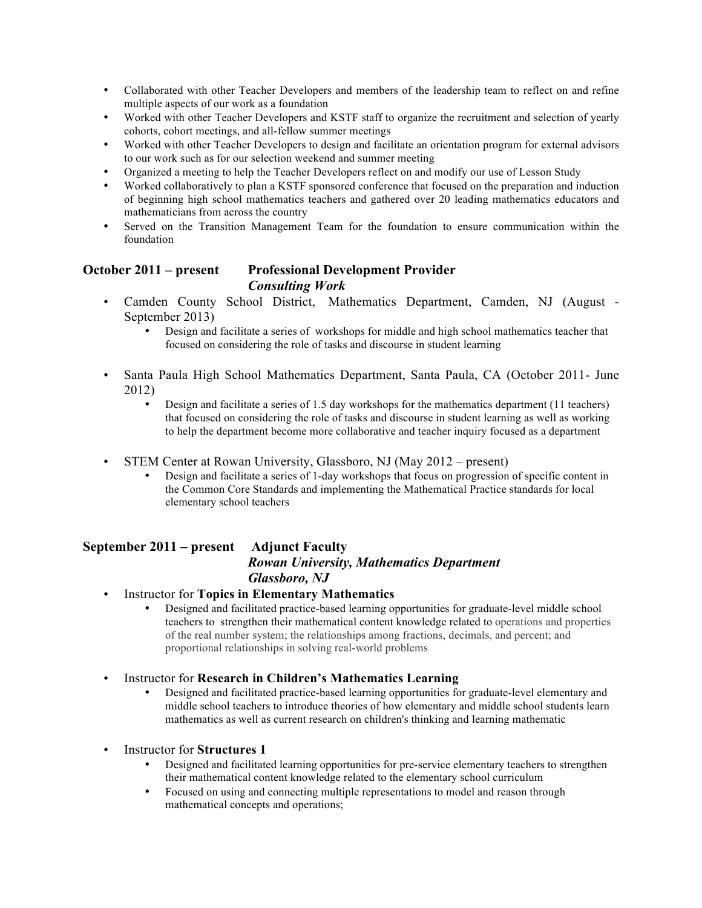- Collaborated with other Teacher Developers and members of the leadership team to reflect on and refine multiple aspects of our work as a foundation
- Worked with other Teacher Developers and KSTF staff to organize the recruitment and selection of yearly cohorts, cohort meetings, and all-fellow summer meetings
- Worked with other Teacher Developers to design and facilitate an orientation program for external advisors to our work such as for our selection weekend and summer meeting
- Organized a meeting to help the Teacher Developers reflect on and modify our use of Lesson Study
- Worked collaboratively to plan a KSTF sponsored conference that focused on the preparation and induction of beginning high school mathematics teachers and gathered over 20 leading mathematics educators and mathematicians from across the country
- Served on the Transition Management Team for the foundation to ensure communication within the foundation

**October 2011 – present** **Professional Development Provider**
***Consulting Work***

- Camden County School District, Mathematics Department, Camden, NJ (August - September 2013)
  - Design and facilitate a series of workshops for middle and high school mathematics teacher that focused on considering the role of tasks and discourse in student learning

- Santa Paula High School Mathematics Department, Santa Paula, CA (October 2011- June 2012)
  - Design and facilitate a series of 1.5 day workshops for the mathematics department (11 teachers) that focused on considering the role of tasks and discourse in student learning as well as working to help the department become more collaborative and teacher inquiry focused as a department

- STEM Center at Rowan University, Glassboro, NJ (May 2012 – present)
  - Design and facilitate a series of 1-day workshops that focus on progression of specific content in the Common Core Standards and implementing the Mathematical Practice standards for local elementary school teachers

**September 2011 – present** **Adjunct Faculty**
***Rowan University, Mathematics Department***
***Glassboro, NJ***

- Instructor for **Topics in Elementary Mathematics**
  - Designed and facilitated practice-based learning opportunities for graduate-level middle school teachers to strengthen their mathematical content knowledge related to operations and properties of the real number system; the relationships among fractions, decimals, and percent; and proportional relationships in solving real-world problems

- Instructor for **Research in Children's Mathematics Learning**
  - Designed and facilitated practice-based learning opportunities for graduate-level elementary and middle school teachers to introduce theories of how elementary and middle school students learn mathematics as well as current research on children's thinking and learning mathematic

- Instructor for **Structures 1**
  - Designed and facilitated learning opportunities for pre-service elementary teachers to strengthen their mathematical content knowledge related to the elementary school curriculum
  - Focused on using and connecting multiple representations to model and reason through mathematical concepts and operations;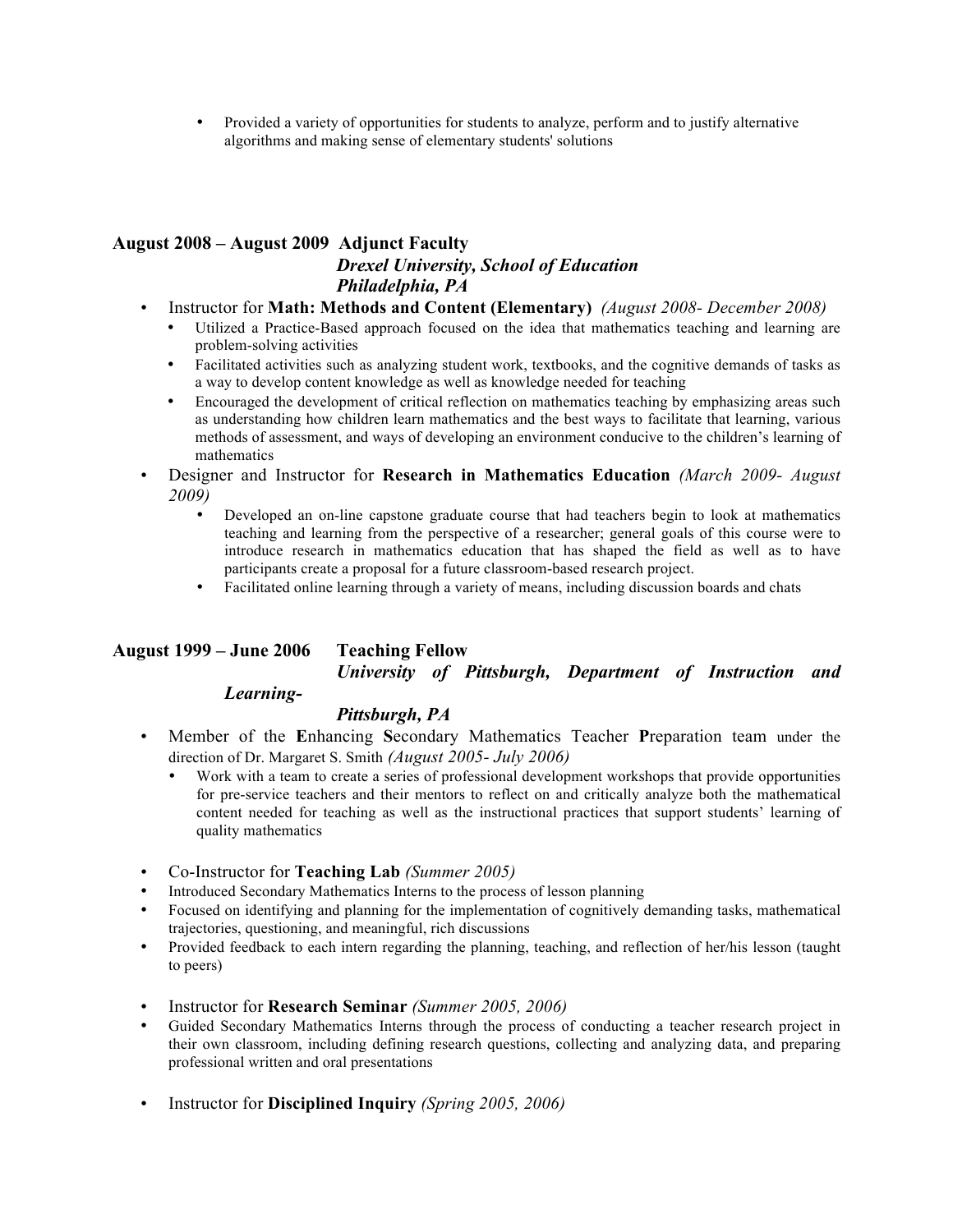- Provided a variety of opportunities for students to analyze, perform and to justify alternative algorithms and making sense of elementary students' solutions

**August 2008 – August 2009 Adjunct Faculty**
***Drexel University, School of Education***
***Philadelphia, PA***

- Instructor for **Math: Methods and Content (Elementary)** *(August 2008- December 2008)*
  - Utilized a Practice-Based approach focused on the idea that mathematics teaching and learning are problem-solving activities
  - Facilitated activities such as analyzing student work, textbooks, and the cognitive demands of tasks as a way to develop content knowledge as well as knowledge needed for teaching
  - Encouraged the development of critical reflection on mathematics teaching by emphasizing areas such as understanding how children learn mathematics and the best ways to facilitate that learning, various methods of assessment, and ways of developing an environment conducive to the children's learning of mathematics
- Designer and Instructor for **Research in Mathematics Education** *(March 2009- August 2009)*
  - Developed an on-line capstone graduate course that had teachers begin to look at mathematics teaching and learning from the perspective of a researcher; general goals of this course were to introduce research in mathematics education that has shaped the field as well as to have participants create a proposal for a future classroom-based research project.
  - Facilitated online learning through a variety of means, including discussion boards and chats

**August 1999 – June 2006 Teaching Fellow**
***University of Pittsburgh, Department of Instruction and Learning-***
***Pittsburgh, PA***

- Member of the **E**nhancing **S**econdary Mathematics Teacher **P**reparation team under the direction of Dr. Margaret S. Smith *(August 2005- July 2006)*
  - Work with a team to create a series of professional development workshops that provide opportunities for pre-service teachers and their mentors to reflect on and critically analyze both the mathematical content needed for teaching as well as the instructional practices that support students' learning of quality mathematics

- Co-Instructor for **Teaching Lab** *(Summer 2005)*
- Introduced Secondary Mathematics Interns to the process of lesson planning
- Focused on identifying and planning for the implementation of cognitively demanding tasks, mathematical trajectories, questioning, and meaningful, rich discussions
- Provided feedback to each intern regarding the planning, teaching, and reflection of her/his lesson (taught to peers)

- Instructor for **Research Seminar** *(Summer 2005, 2006)*
- Guided Secondary Mathematics Interns through the process of conducting a teacher research project in their own classroom, including defining research questions, collecting and analyzing data, and preparing professional written and oral presentations

- Instructor for **Disciplined Inquiry** *(Spring 2005, 2006)*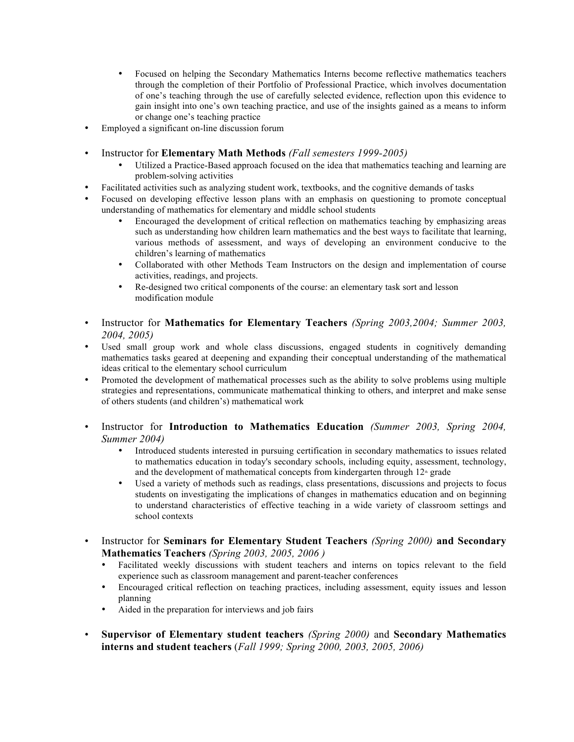- Focused on helping the Secondary Mathematics Interns become reflective mathematics teachers through the completion of their Portfolio of Professional Practice, which involves documentation of one's teaching through the use of carefully selected evidence, reflection upon this evidence to gain insight into one's own teaching practice, and use of the insights gained as a means to inform or change one's teaching practice
- Employed a significant on-line discussion forum

- Instructor for **Elementary Math Methods** *(Fall semesters 1999-2005)*
  - Utilized a Practice-Based approach focused on the idea that mathematics teaching and learning are problem-solving activities
- Facilitated activities such as analyzing student work, textbooks, and the cognitive demands of tasks
- Focused on developing effective lesson plans with an emphasis on questioning to promote conceptual understanding of mathematics for elementary and middle school students
  - Encouraged the development of critical reflection on mathematics teaching by emphasizing areas such as understanding how children learn mathematics and the best ways to facilitate that learning, various methods of assessment, and ways of developing an environment conducive to the children's learning of mathematics
  - Collaborated with other Methods Team Instructors on the design and implementation of course activities, readings, and projects.
  - Re-designed two critical components of the course: an elementary task sort and lesson modification module

- Instructor for **Mathematics for Elementary Teachers** *(Spring 2003,2004; Summer 2003, 2004, 2005)*
- Used small group work and whole class discussions, engaged students in cognitively demanding mathematics tasks geared at deepening and expanding their conceptual understanding of the mathematical ideas critical to the elementary school curriculum
- Promoted the development of mathematical processes such as the ability to solve problems using multiple strategies and representations, communicate mathematical thinking to others, and interpret and make sense of others students (and children's) mathematical work

- Instructor for **Introduction to Mathematics Education** *(Summer 2003, Spring 2004, Summer 2004)*
  - Introduced students interested in pursuing certification in secondary mathematics to issues related to mathematics education in today's secondary schools, including equity, assessment, technology, and the development of mathematical concepts from kindergarten through 12th grade
  - Used a variety of methods such as readings, class presentations, discussions and projects to focus students on investigating the implications of changes in mathematics education and on beginning to understand characteristics of effective teaching in a wide variety of classroom settings and school contexts

- Instructor for **Seminars for Elementary Student Teachers** *(Spring 2000)* **and Secondary Mathematics Teachers** *(Spring 2003, 2005, 2006 )*
  - Facilitated weekly discussions with student teachers and interns on topics relevant to the field experience such as classroom management and parent-teacher conferences
  - Encouraged critical reflection on teaching practices, including assessment, equity issues and lesson planning
  - Aided in the preparation for interviews and job fairs

- **Supervisor of Elementary student teachers** *(Spring 2000)* and **Secondary Mathematics interns and student teachers** (*Fall 1999; Spring 2000, 2003, 2005, 2006)*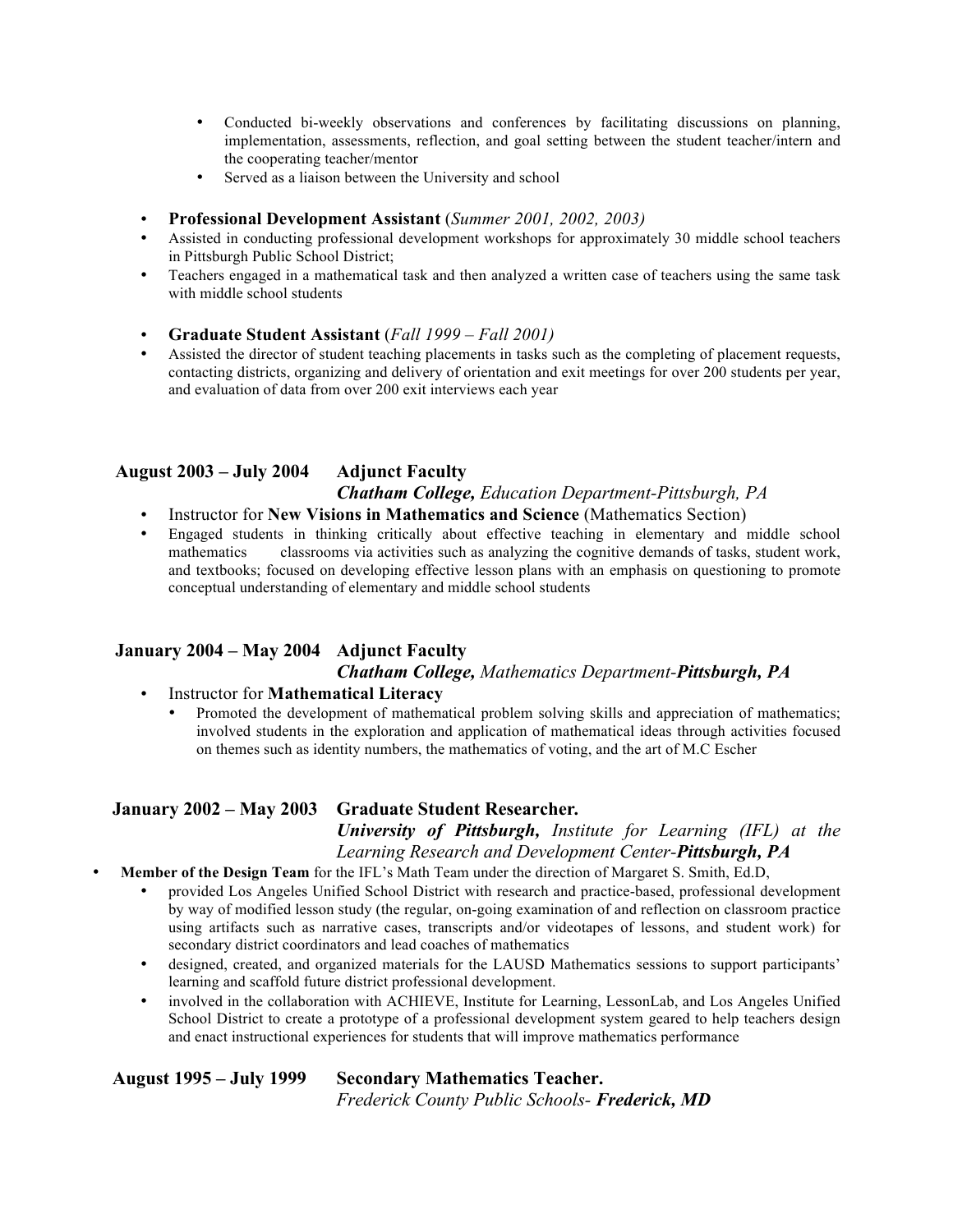- Conducted bi-weekly observations and conferences by facilitating discussions on planning, implementation, assessments, reflection, and goal setting between the student teacher/intern and the cooperating teacher/mentor
- Served as a liaison between the University and school

- **Professional Development Assistant** (*Summer 2001, 2002, 2003)*
- Assisted in conducting professional development workshops for approximately 30 middle school teachers in Pittsburgh Public School District;
- Teachers engaged in a mathematical task and then analyzed a written case of teachers using the same task with middle school students

- **Graduate Student Assistant** (*Fall 1999 – Fall 2001)*
- Assisted the director of student teaching placements in tasks such as the completing of placement requests, contacting districts, organizing and delivery of orientation and exit meetings for over 200 students per year, and evaluation of data from over 200 exit interviews each year

**August 2003 – July 2004 Adjunct Faculty**
***Chatham College,*** *Education Department-Pittsburgh, PA*

- Instructor for **New Visions in Mathematics and Science** (Mathematics Section)
- Engaged students in thinking critically about effective teaching in elementary and middle school mathematics classrooms via activities such as analyzing the cognitive demands of tasks, student work, and textbooks; focused on developing effective lesson plans with an emphasis on questioning to promote conceptual understanding of elementary and middle school students

**January 2004 – May 2004 Adjunct Faculty**
***Chatham College,*** *Mathematics Department-**Pittsburgh, PA***

- Instructor for **Mathematical Literacy**
  - Promoted the development of mathematical problem solving skills and appreciation of mathematics; involved students in the exploration and application of mathematical ideas through activities focused on themes such as identity numbers, the mathematics of voting, and the art of M.C Escher

**January 2002 – May 2003 Graduate Student Researcher.**
***University of Pittsburgh,*** *Institute for Learning (IFL) at the Learning Research and Development Center-**Pittsburgh, PA***

- **Member of the Design Team** for the IFL's Math Team under the direction of Margaret S. Smith, Ed.D,
  - provided Los Angeles Unified School District with research and practice-based, professional development by way of modified lesson study (the regular, on-going examination of and reflection on classroom practice using artifacts such as narrative cases, transcripts and/or videotapes of lessons, and student work) for secondary district coordinators and lead coaches of mathematics
  - designed, created, and organized materials for the LAUSD Mathematics sessions to support participants' learning and scaffold future district professional development.
  - involved in the collaboration with ACHIEVE, Institute for Learning, LessonLab, and Los Angeles Unified School District to create a prototype of a professional development system geared to help teachers design and enact instructional experiences for students that will improve mathematics performance

**August 1995 – July 1999 Secondary Mathematics Teacher.**
*Frederick County Public Schools- **Frederick, MD***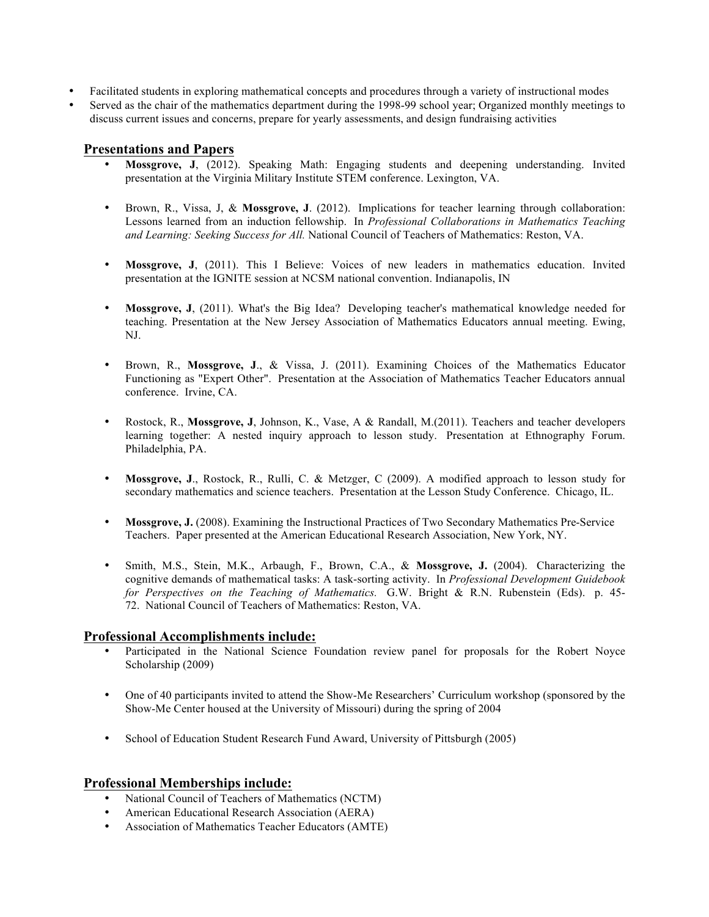- Facilitated students in exploring mathematical concepts and procedures through a variety of instructional modes
- Served as the chair of the mathematics department during the 1998-99 school year; Organized monthly meetings to discuss current issues and concerns, prepare for yearly assessments, and design fundraising activities

## Presentations and Papers

- **Mossgrove, J**, (2012). Speaking Math: Engaging students and deepening understanding. Invited presentation at the Virginia Military Institute STEM conference. Lexington, VA.

- Brown, R., Vissa, J, & **Mossgrove, J**. (2012). Implications for teacher learning through collaboration: Lessons learned from an induction fellowship. In *Professional Collaborations in Mathematics Teaching and Learning: Seeking Success for All.* National Council of Teachers of Mathematics: Reston, VA.

- **Mossgrove, J**, (2011). This I Believe: Voices of new leaders in mathematics education. Invited presentation at the IGNITE session at NCSM national convention. Indianapolis, IN

- **Mossgrove, J**, (2011). What's the Big Idea? Developing teacher's mathematical knowledge needed for teaching. Presentation at the New Jersey Association of Mathematics Educators annual meeting. Ewing, NJ.

- Brown, R., **Mossgrove, J**., & Vissa, J. (2011). Examining Choices of the Mathematics Educator Functioning as "Expert Other". Presentation at the Association of Mathematics Teacher Educators annual conference. Irvine, CA.

- Rostock, R., **Mossgrove, J**, Johnson, K., Vase, A & Randall, M.(2011). Teachers and teacher developers learning together: A nested inquiry approach to lesson study. Presentation at Ethnography Forum. Philadelphia, PA.

- **Mossgrove, J**., Rostock, R., Rulli, C. & Metzger, C (2009). A modified approach to lesson study for secondary mathematics and science teachers. Presentation at the Lesson Study Conference. Chicago, IL.

- **Mossgrove, J.** (2008). Examining the Instructional Practices of Two Secondary Mathematics Pre-Service Teachers. Paper presented at the American Educational Research Association, New York, NY.

- Smith, M.S., Stein, M.K., Arbaugh, F., Brown, C.A., & **Mossgrove, J.** (2004). Characterizing the cognitive demands of mathematical tasks: A task-sorting activity. In *Professional Development Guidebook for Perspectives on the Teaching of Mathematics.* G.W. Bright & R.N. Rubenstein (Eds). p. 45-72. National Council of Teachers of Mathematics: Reston, VA.

## Professional Accomplishments include:

- Participated in the National Science Foundation review panel for proposals for the Robert Noyce Scholarship (2009)

- One of 40 participants invited to attend the Show-Me Researchers' Curriculum workshop (sponsored by the Show-Me Center housed at the University of Missouri) during the spring of 2004

- School of Education Student Research Fund Award, University of Pittsburgh (2005)

## Professional Memberships include:

- National Council of Teachers of Mathematics (NCTM)
- American Educational Research Association (AERA)
- Association of Mathematics Teacher Educators (AMTE)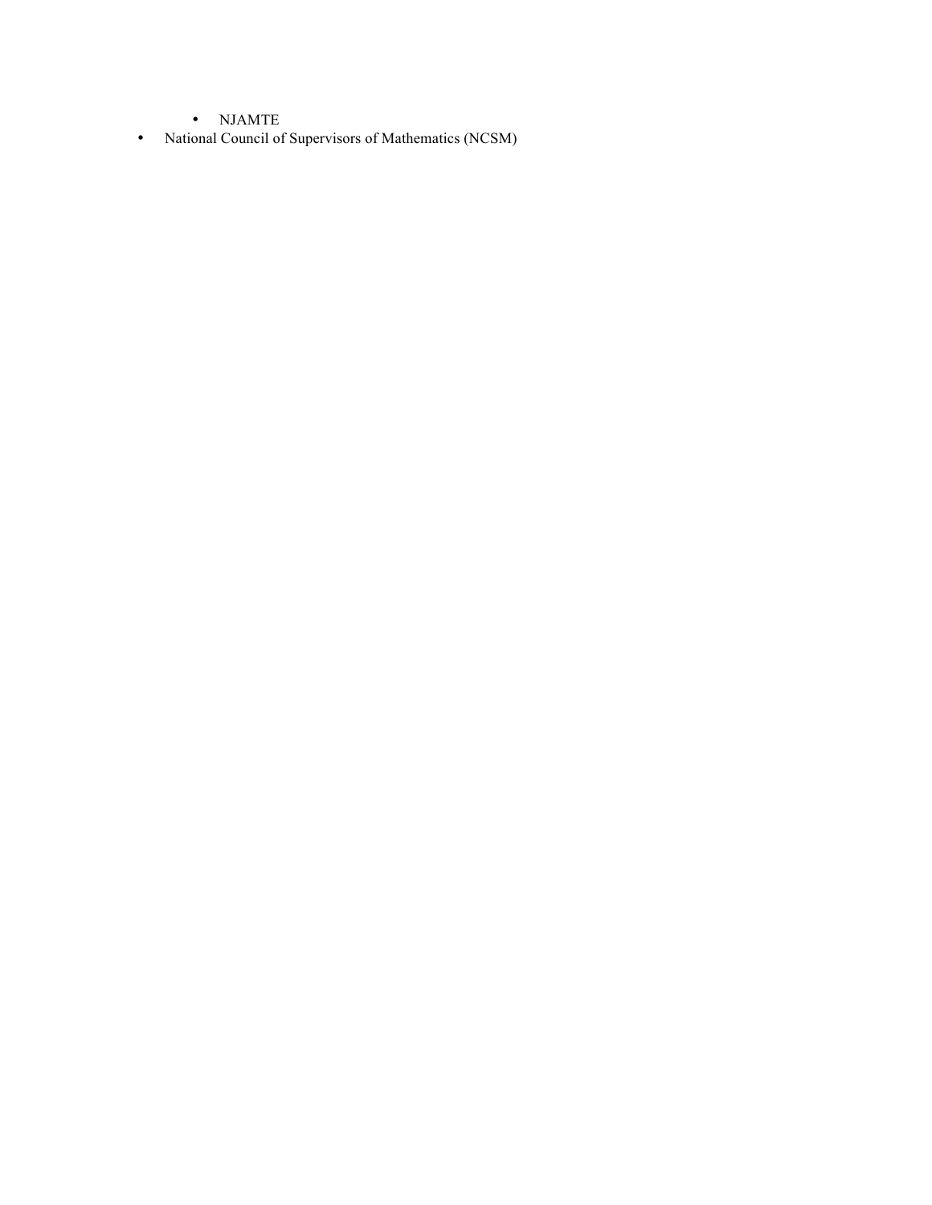- NJAMTE
- National Council of Supervisors of Mathematics (NCSM)